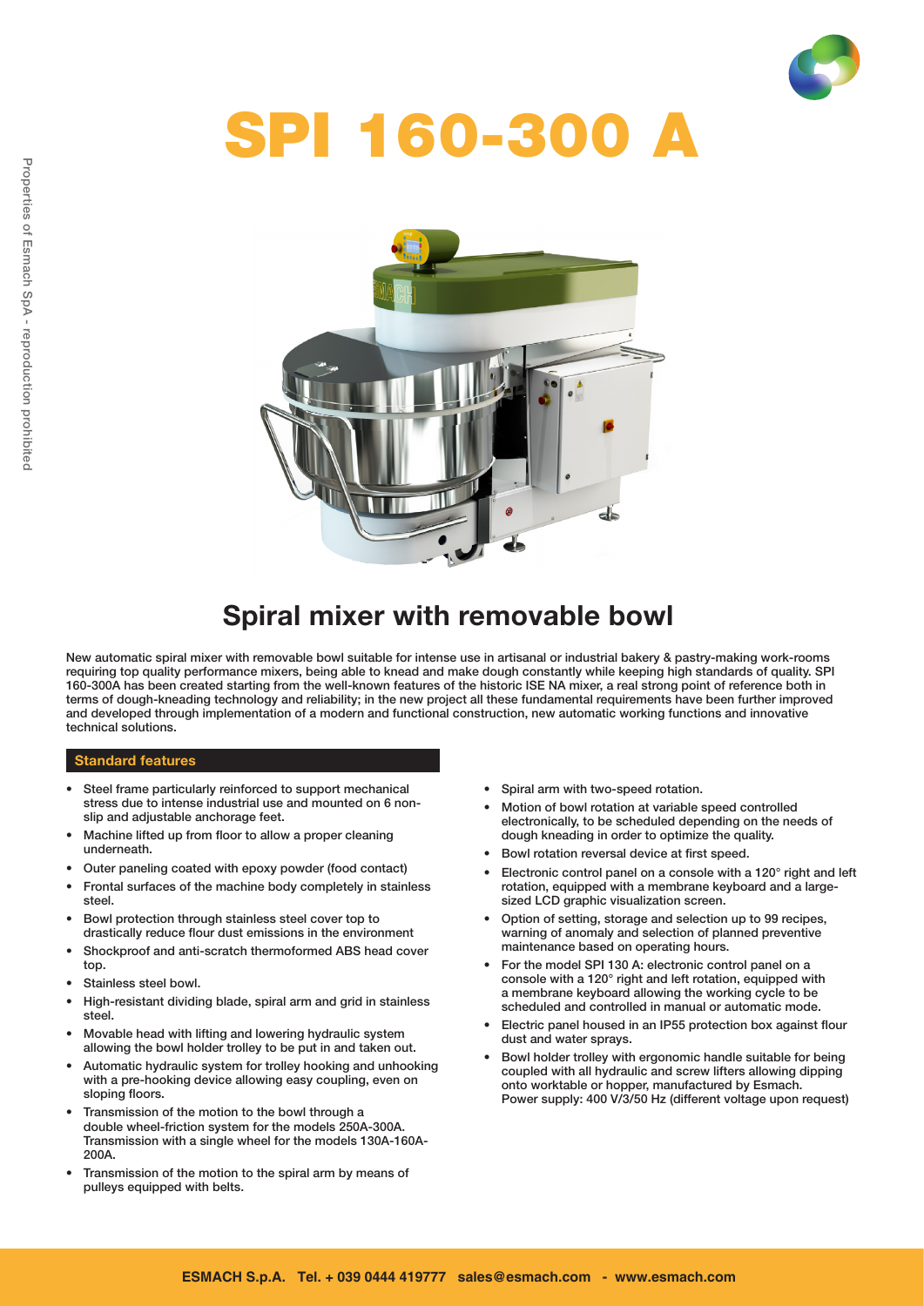# SPI 160-300 A

## Spiral mixer with removable bowl

New automatic spiral mixer with removable bowl suitable for intense use in artisanal or industrial bakery & pastry-making work-rooms requiring top quality performance mixers, being able to knead and make dough constantly while keeping high standards of quality. SPI 160-300A has been created starting from the well-known features of the historic ISE NA mixer, a real strong point of reference both in terms of dough-kneading technology and reliability; in the new project all these fundamental requirements have been further improved and developed through implementation of a modern and functional construction, new automatic working functions and innovative technical solutions.

### Standard features

- Steel frame particularly reinforced to support mechanical stress due to intense industrial use and mounted on 6 non-slip and adjustable anchorage feet.
- Machine lifted up from floor to allow a proper cleaning underneath.
- Outer paneling coated with epoxy powder (food contact)
- Frontal surfaces of the machine body completely in stainless steel.
- Bowl protection through stainless steel cover top to drastically reduce flour dust emissions in the environment
- Shockproof and anti-scratch thermoformed ABS head cover top.
- Stainless steel bowl.
- High-resistant dividing blade, spiral arm and grid in stainless steel.
- Movable head with lifting and lowering hydraulic system allowing the bowl holder trolley to be put in and taken out.
- Automatic hydraulic system for trolley hooking and unhooking with a pre-hooking device allowing easy coupling, even on sloping floors.
- Transmission of the motion to the bowl through a double wheel-friction system for the models 250A-300A. Transmission with a single wheel for the models 130A-160A-200A.
- Transmission of the motion to the spiral arm by means of pulleys equipped with belts.
- Spiral arm with two-speed rotation.
- Motion of bowl rotation at variable speed controlled electronically, to be scheduled depending on the needs of dough kneading in order to optimize the quality.
- Bowl rotation reversal device at first speed.
- Electronic control panel on a console with a 120° right and left rotation, equipped with a membrane keyboard and a large-sized LCD graphic visualization screen.
- Option of setting, storage and selection up to 99 recipes, warning of anomaly and selection of planned preventive maintenance based on operating hours.
- For the model SPI 130 A: electronic control panel on a console with a 120° right and left rotation, equipped with a membrane keyboard allowing the working cycle to be scheduled and controlled in manual or automatic mode.
- Electric panel housed in an IP55 protection box against flour dust and water sprays.
- Bowl holder trolley with ergonomic handle suitable for being coupled with all hydraulic and screw lifters allowing dipping onto worktable or hopper, manufactured by Esmach.
  Power supply: 400 V/3/50 Hz (different voltage upon request)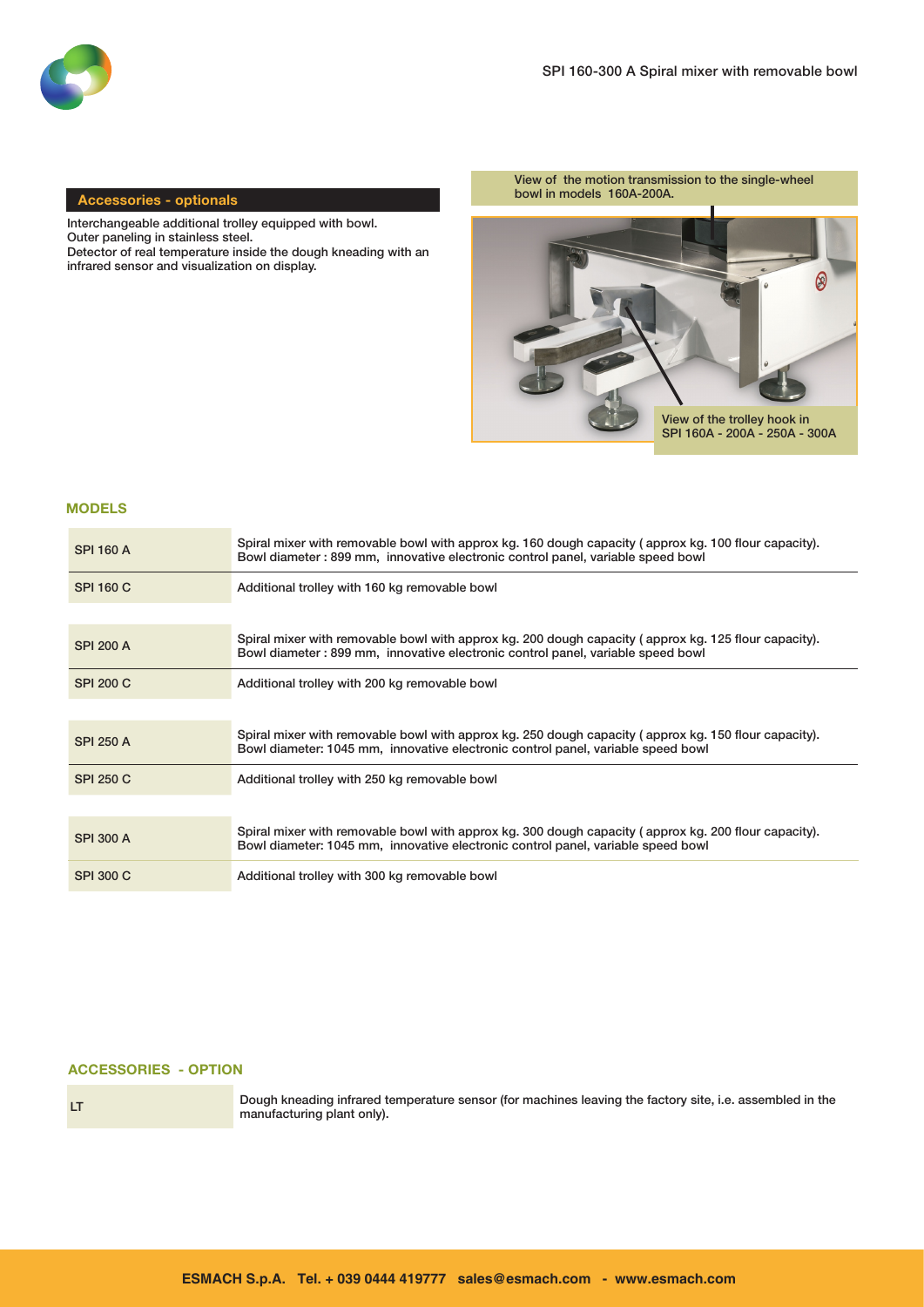## Accessories - optionals

Interchangeable additional trolley equipped with bowl.
Outer paneling in stainless steel.
Detector of real temperature inside the dough kneading with an infrared sensor and visualization on display.

View of the motion transmission to the single-wheel bowl in models 160A-200A.

View of the trolley hook in SPI 160A - 200A - 250A - 300A

## MODELS

| Model | Description |
|---|---|
| SPI 160 A | Spiral mixer with removable bowl with approx kg. 160 dough capacity ( approx kg. 100 flour capacity). Bowl diameter : 899 mm, innovative electronic control panel, variable speed bowl |
| SPI 160 C | Additional trolley with 160 kg removable bowl |
| SPI 200 A | Spiral mixer with removable bowl with approx kg. 200 dough capacity ( approx kg. 125 flour capacity). Bowl diameter : 899 mm, innovative electronic control panel, variable speed bowl |
| SPI 200 C | Additional trolley with 200 kg removable bowl |
| SPI 250 A | Spiral mixer with removable bowl with approx kg. 250 dough capacity ( approx kg. 150 flour capacity). Bowl diameter: 1045 mm, innovative electronic control panel, variable speed bowl |
| SPI 250 C | Additional trolley with 250 kg removable bowl |
| SPI 300 A | Spiral mixer with removable bowl with approx kg. 300 dough capacity ( approx kg. 200 flour capacity). Bowl diameter: 1045 mm, innovative electronic control panel, variable speed bowl |
| SPI 300 C | Additional trolley with 300 kg removable bowl |

## ACCESSORIES - OPTION

| Code | Description |
|---|---|
| LT | Dough kneading infrared temperature sensor (for machines leaving the factory site, i.e. assembled in the manufacturing plant only). |

**ESMACH S.p.A. Tel. + 039 0444 419777 sales@esmach.com - www.esmach.com**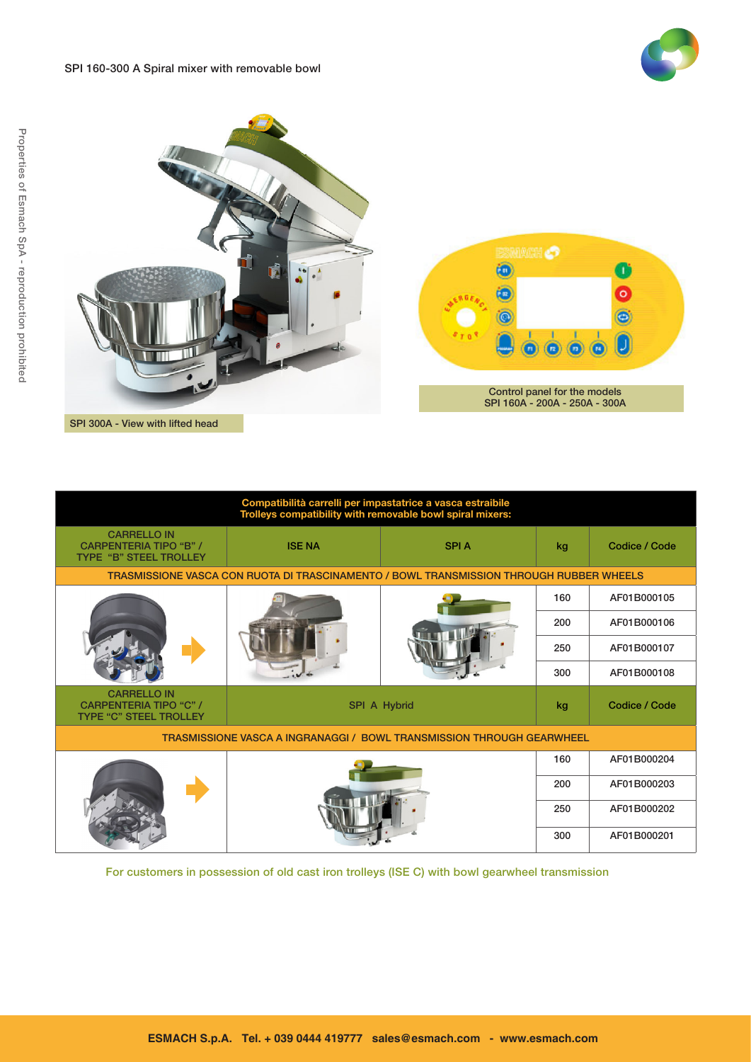# SPI 160-300 A Spiral mixer with removable bowl

SPI 300A - View with lifted head

Control panel for the models SPI 160A - 200A - 250A - 300A

| Compatibilità carrelli per impastatrice a vasca estraibile<br>Trolleys compatibility with removable bowl spiral mixers: | | | | |
|---|---|---|---|---|
| CARRELLO IN CARPENTERIA TIPO "B" / TYPE "B" STEEL TROLLEY | ISE NA | SPI A | kg | Codice / Code |
| TRASMISSIONE VASCA CON RUOTA DI TRASCINAMENTO / BOWL TRANSMISSION THROUGH RUBBER WHEELS | | | | |
| | | | 160 | AF01B000105 |
| | | | 200 | AF01B000106 |
| | | | 250 | AF01B000107 |
| | | | 300 | AF01B000108 |
| CARRELLO IN CARPENTERIA TIPO "C" / TYPE "C" STEEL TROLLEY | SPI A Hybrid | | kg | Codice / Code |
| TRASMISSIONE VASCA A INGRANAGGI / BOWL TRANSMISSION THROUGH GEARWHEEL | | | | |
| | | | 160 | AF01B000204 |
| | | | 200 | AF01B000203 |
| | | | 250 | AF01B000202 |
| | | | 300 | AF01B000201 |

For customers in possession of old cast iron trolleys (ISE C) with bowl gearwheel transmission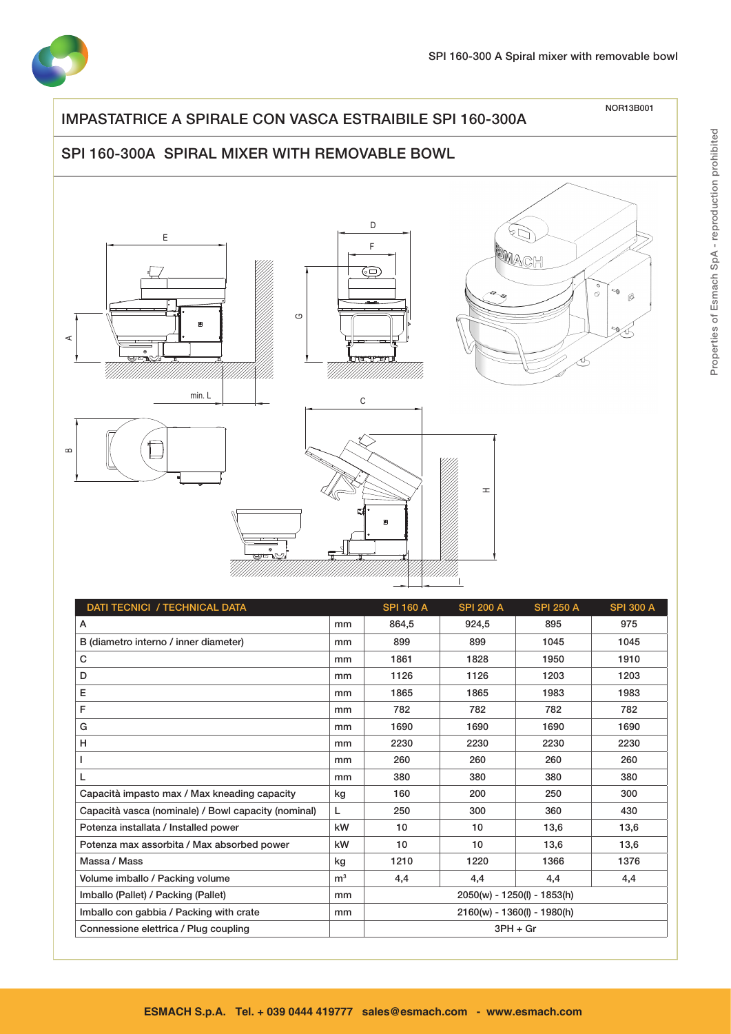NOR13B001

# IMPASTATRICE A SPIRALE CON VASCA ESTRAIBILE SPI 160-300A

## SPI 160-300A SPIRAL MIXER WITH REMOVABLE BOWL

E

D

F

A

G

min. L

B

C

H

I

| DATI TECNICI / TECHNICAL DATA | | SPI 160 A | SPI 200 A | SPI 250 A | SPI 300 A |
|---|---|---|---|---|---|
| A | mm | 864,5 | 924,5 | 895 | 975 |
| B (diametro interno / inner diameter) | mm | 899 | 899 | 1045 | 1045 |
| C | mm | 1861 | 1828 | 1950 | 1910 |
| D | mm | 1126 | 1126 | 1203 | 1203 |
| E | mm | 1865 | 1865 | 1983 | 1983 |
| F | mm | 782 | 782 | 782 | 782 |
| G | mm | 1690 | 1690 | 1690 | 1690 |
| H | mm | 2230 | 2230 | 2230 | 2230 |
| I | mm | 260 | 260 | 260 | 260 |
| L | mm | 380 | 380 | 380 | 380 |
| Capacità impasto max / Max kneading capacity | kg | 160 | 200 | 250 | 300 |
| Capacità vasca (nominale) / Bowl capacity (nominal) | L | 250 | 300 | 360 | 430 |
| Potenza installata / Installed power | kW | 10 | 10 | 13,6 | 13,6 |
| Potenza max assorbita / Max absorbed power | kW | 10 | 10 | 13,6 | 13,6 |
| Massa / Mass | kg | 1210 | 1220 | 1366 | 1376 |
| Volume imballo / Packing volume | $m^3$ | 4,4 | 4,4 | 4,4 | 4,4 |
| Imballo (Pallet) / Packing (Pallet) | mm | 2050(w) - 1250(l) - 1853(h) | | | |
| Imballo con gabbia / Packing with crate | mm | 2160(w) - 1360(l) - 1980(h) | | | |
| Connessione elettrica / Plug coupling | | 3PH + Gr | | | |